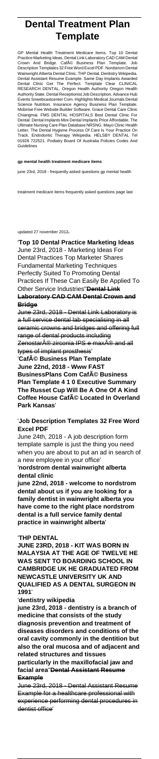# Dental Treatment Plan Template

GP Mental Health Treatment Medicare Items. Top 10 Dental Practice Marketing Ideas. Dental Link Laboratory CAD CAM Dental Crown And Bridge. CafÃ© Business Plan Template. Job Description Templates 32 Free Word Excel PDF. Nordstrom Dental Wainwright Alberta Dental Clinic. THP Dental. Dentistry Wikipedia. Dental Assistant Resume Example. Same Day Implants Awarded Dental Clinic Get The Perfect. Template Clear CLINICAL RESEARCH DENTAL. Oregon Health Authority Oregon Health Authority State. Dental Receptionist Job Description. Advance Hub Events Snwebcastcenter Com. Highlights Medical Journals Dental Science Nutrition. Insurance Agency Business Plan Template. Mobirise Free Website Builder Software. Grace Dental Care Clinic Chiangmai. FMS DENTAL HOSPITALS Best Dental Clinic For Dental. Dental Implants Mini Dental Implants Price Affordable. The Ultimate Nursing Care Plan Database NRSNG. Mayo Clinic Health Letter. The Dental Hygiene Process Of Care Is Your Practice On Track. Endodontic Therapy Wikipedia. HELSBY DENTAL Tel 01928 722521. Podiatry Board Of Australia Policies Codes And Guidelines

**gp mental health treatment medicare items**

june 23rd, 2018 - frequently asked questions gp mental health treatment medicare items frequently asked questions page last updated 27 november 2012'

'**Top 10 Dental Practice Marketing Ideas**
June 23rd, 2018 - Marketing Ideas For Dental Practices Top Marketer Shares Fundamental Marketing Techniques Perfectly Suited To Promoting Dental Practices If These Can Easily Be Applied To Other Service Industries''**Dental Link Laboratory CAD CAM Dental Crown and Bridge**

June 23rd, 2018 - Dental Link Laboratory is a full service dental lab specialising in all ceramic crowns and bridges and offering full range of dental products including ZenostarÂ® zirconia IPS e maxÂ® and all types of implant prosthesis'

'**CafÃ© Business Plan Template June 22nd, 2018 - Www FAST BusinessPlans Com CafÃ© Business Plan Template 4 1 0 Executive Summary The Russet Cup Will Be A One Of A Kind Coffee House CafÃ© Located In Overland Park Kansas**'

'**Job Description Templates 32 Free Word Excel PDF**
June 24th, 2018 - A job description form template sample is just the thing you need when you are about to put an ad in search of a new employee in your office'

'**nordstrom dental wainwright alberta dental clinic**
**june 22nd, 2018 - welcome to nordstrom dental about us if you are looking for a family dentist in wainwright alberta you have come to the right place nordstrom dental is a full service family dental practice in wainwright alberta**'

'**THP DENTAL**
**JUNE 23RD, 2018 - KIT WAS BORN IN MALAYSIA AT THE AGE OF TWELVE HE WAS SENT TO BOARDING SCHOOL IN CAMBRIDGE UK HE GRADUATED FROM NEWCASTLE UNIVERSITY UK AND QUALIFIED AS A DENTAL SURGEON IN 1991**'

'**dentistry wikipedia**
**june 23rd, 2018 - dentistry is a branch of medicine that consists of the study diagnosis prevention and treatment of diseases disorders and conditions of the oral cavity commonly in the dentition but also the oral mucosa and of adjacent and related structures and tissues particularly in the maxillofacial jaw and facial area**''**Dental Assistant Resume Example**

June 23rd, 2018 - Dental Assistant Resume Example for a healthcare professional with experience performing dental procedures in dentist office'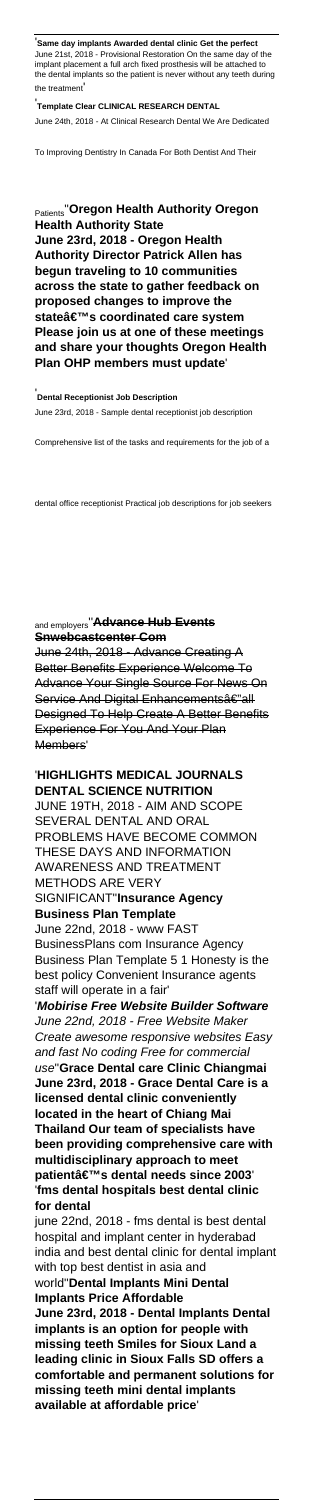'**Same day implants Awarded dental clinic Get the perfect**
June 21st, 2018 - Provisional Restoration On the same day of the implant placement a full arch fixed prosthesis will be attached to the dental implants so the patient is never without any teeth during the treatment'

'**Template Clear CLINICAL RESEARCH DENTAL**
June 24th, 2018 - At Clinical Research Dental We Are Dedicated To Improving Dentistry In Canada For Both Dentist And Their Patients''**Oregon Health Authority Oregon Health Authority State**
**June 23rd, 2018 - Oregon Health Authority Director Patrick Allen has begun traveling to 10 communities across the state to gather feedback on proposed changes to improve the stateâ€™s coordinated care system Please join us at one of these meetings and share your thoughts Oregon Health Plan OHP members must update**'

'**Dental Receptionist Job Description**
June 23rd, 2018 - Sample dental receptionist job description Comprehensive list of the tasks and requirements for the job of a dental office receptionist Practical job descriptions for job seekers and employers''**Advance Hub Events Snwebcastcenter Com**
June 24th, 2018 - Advance Creating A Better Benefits Experience Welcome To Advance Your Single Source For News On Service And Digital Enhancementsâ€"all Designed To Help Create A Better Benefits Experience For You And Your Plan Members'

'**HIGHLIGHTS MEDICAL JOURNALS DENTAL SCIENCE NUTRITION**
JUNE 19TH, 2018 - AIM AND SCOPE SEVERAL DENTAL AND ORAL PROBLEMS HAVE BECOME COMMON THESE DAYS AND INFORMATION AWARENESS AND TREATMENT METHODS ARE VERY SIGNIFICANT''**Insurance Agency Business Plan Template**
June 22nd, 2018 - www FAST BusinessPlans com Insurance Agency Business Plan Template 5 1 Honesty is the best policy Convenient Insurance agents staff will operate in a fair'
'***Mobirise Free Website Builder Software***
*June 22nd, 2018 - Free Website Maker Create awesome responsive websites Easy and fast No coding Free for commercial use*''**Grace Dental care Clinic Chiangmai**
**June 23rd, 2018 - Grace Dental Care is a licensed dental clinic conveniently located in the heart of Chiang Mai Thailand Our team of specialists have been providing comprehensive care with multidisciplinary approach to meet patientâ€™s dental needs since 2003**'
'**fms dental hospitals best dental clinic for dental**
june 22nd, 2018 - fms dental is best dental hospital and implant center in hyderabad india and best dental clinic for dental implant with top best dentist in asia and world''**Dental Implants Mini Dental Implants Price Affordable**
**June 23rd, 2018 - Dental Implants Dental implants is an option for people with missing teeth Smiles for Sioux Land a leading clinic in Sioux Falls SD offers a comfortable and permanent solutions for missing teeth mini dental implants available at affordable price**'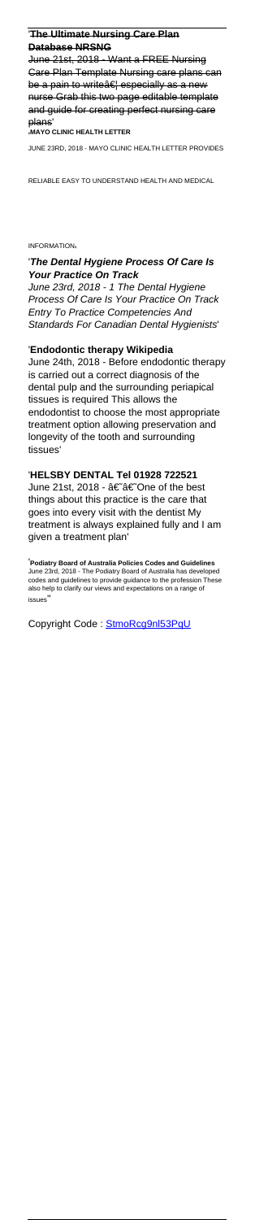## 'The Ultimate Nursing Care Plan Database NRSNG

~~June 21st, 2018 - Want a FREE Nursing Care Plan Template Nursing care plans can be a pain to write… especially as a new nurse Grab this two page editable template and guide for creating perfect nursing care plans'~~

**'MAYO CLINIC HEALTH LETTER**

JUNE 23RD, 2018 - MAYO CLINIC HEALTH LETTER PROVIDES RELIABLE EASY TO UNDERSTAND HEALTH AND MEDICAL INFORMATION'

## '*The Dental Hygiene Process Of Care Is Your Practice On Track*

*June 23rd, 2018 - 1 The Dental Hygiene Process Of Care Is Your Practice On Track Entry To Practice Competencies And Standards For Canadian Dental Hygienists*'

## 'Endodontic therapy Wikipedia

June 24th, 2018 - Before endodontic therapy is carried out a correct diagnosis of the dental pulp and the surrounding periapical tissues is required This allows the endodontist to choose the most appropriate treatment option allowing preservation and longevity of the tooth and surrounding tissues'

## 'HELSBY DENTAL Tel 01928 722521

June 21st, 2018 - â€˜â€˜One of the best things about this practice is the care that goes into every visit with the dentist My treatment is always explained fully and I am given a treatment plan'

**'Podiatry Board of Australia Policies Codes and Guidelines**

June 23rd, 2018 - The Podiatry Board of Australia has developed codes and guidelines to provide guidance to the profession These also help to clarify our views and expectations on a range of issues''

Copyright Code : StmoRcg9nl53PqU